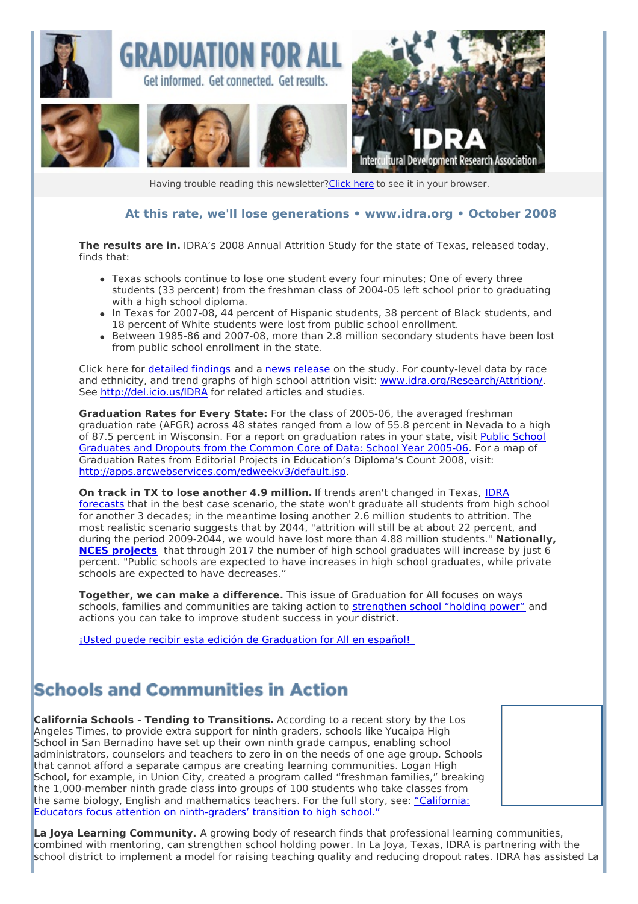# GRADUATION FOR ALL

Get informed. Get connected. Get results.

IDRA Intercultural Development Research Association

Having trouble reading this newsletter? Click here to see it in your browser.

### At this rate, we'll lose generations • www.idra.org • October 2008

**The results are in.** IDRA's 2008 Annual Attrition Study for the state of Texas, released today, finds that:

- Texas schools continue to lose one student every four minutes; One of every three students (33 percent) from the freshman class of 2004-05 left school prior to graduating with a high school diploma.
- In Texas for 2007-08, 44 percent of Hispanic students, 38 percent of Black students, and 18 percent of White students were lost from public school enrollment.
- Between 1985-86 and 2007-08, more than 2.8 million secondary students have been lost from public school enrollment in the state.

Click here for detailed findings and a news release on the study. For county-level data by race and ethnicity, and trend graphs of high school attrition visit: www.idra.org/Research/Attrition/. See http://del.icio.us/IDRA for related articles and studies.

**Graduation Rates for Every State:** For the class of 2005-06, the averaged freshman graduation rate (AFGR) across 48 states ranged from a low of 55.8 percent in Nevada to a high of 87.5 percent in Wisconsin. For a report on graduation rates in your state, visit Public School Graduates and Dropouts from the Common Core of Data: School Year 2005-06. For a map of Graduation Rates from Editorial Projects in Education's Diploma's Count 2008, visit: http://apps.arcwebservices.com/edweekv3/default.jsp.

**On track in TX to lose another 4.9 million.** If trends aren't changed in Texas, IDRA forecasts that in the best case scenario, the state won't graduate all students from high school for another 3 decades; in the meantime losing another 2.6 million students to attrition. The most realistic scenario suggests that by 2044, "attrition will still be at about 22 percent, and during the period 2009-2044, we would have lost more than 4.88 million students." **Nationally, NCES projects** that through 2017 the number of high school graduates will increase by just 6 percent. "Public schools are expected to have increases in high school graduates, while private schools are expected to have decreases."

**Together, we can make a difference.** This issue of Graduation for All focuses on ways schools, families and communities are taking action to strengthen school "holding power" and actions you can take to improve student success in your district.

¡Usted puede recibir esta edición de Graduation for All en español!

## Schools and Communities in Action

**California Schools - Tending to Transitions.** According to a recent story by the Los Angeles Times, to provide extra support for ninth graders, schools like Yucaipa High School in San Bernadino have set up their own ninth grade campus, enabling school administrators, counselors and teachers to zero in on the needs of one age group. Schools that cannot afford a separate campus are creating learning communities. Logan High School, for example, in Union City, created a program called "freshman families," breaking the 1,000-member ninth grade class into groups of 100 students who take classes from the same biology, English and mathematics teachers. For the full story, see: "California: Educators focus attention on ninth-graders' transition to high school."

**La Joya Learning Community.** A growing body of research finds that professional learning communities, combined with mentoring, can strengthen school holding power. In La Joya, Texas, IDRA is partnering with the school district to implement a model for raising teaching quality and reducing dropout rates. IDRA has assisted La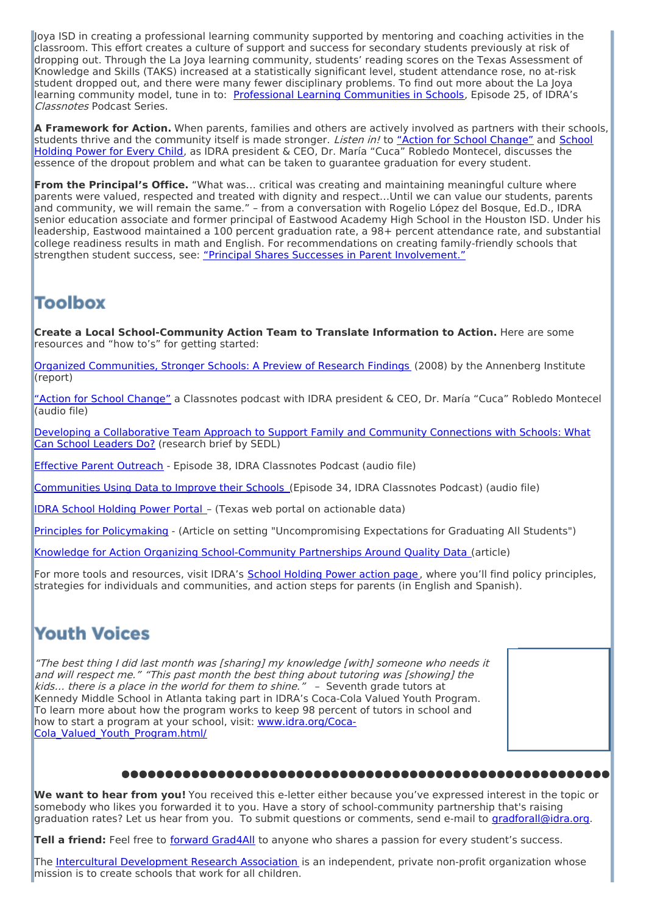Joya ISD in creating a professional learning community supported by mentoring and coaching activities in the classroom. This effort creates a culture of support and success for secondary students previously at risk of dropping out. Through the La Joya learning community, students' reading scores on the Texas Assessment of Knowledge and Skills (TAKS) increased at a statistically significant level, student attendance rose, no at-risk student dropped out, and there were many fewer disciplinary problems. To find out more about the La Joya learning community model, tune in to: Professional Learning Communities in Schools, Episode 25, of IDRA's *Classnotes* Podcast Series.

**A Framework for Action.** When parents, families and others are actively involved as partners with their schools, students thrive and the community itself is made stronger. *Listen in!* to "Action for School Change" and School Holding Power for Every Child, as IDRA president & CEO, Dr. María "Cuca" Robledo Montecel, discusses the essence of the dropout problem and what can be taken to guarantee graduation for every student.

**From the Principal's Office.** "What was... critical was creating and maintaining meaningful culture where parents were valued, respected and treated with dignity and respect...Until we can value our students, parents and community, we will remain the same." – from a conversation with Rogelio López del Bosque, Ed.D., IDRA senior education associate and former principal of Eastwood Academy High School in the Houston ISD. Under his leadership, Eastwood maintained a 100 percent graduation rate, a 98+ percent attendance rate, and substantial college readiness results in math and English. For recommendations on creating family-friendly schools that strengthen student success, see: "Principal Shares Successes in Parent Involvement."

## Toolbox

**Create a Local School-Community Action Team to Translate Information to Action.** Here are some resources and "how to's" for getting started:

Organized Communities, Stronger Schools: A Preview of Research Findings (2008) by the Annenberg Institute (report)

"Action for School Change" a Classnotes podcast with IDRA president & CEO, Dr. María "Cuca" Robledo Montecel (audio file)

Developing a Collaborative Team Approach to Support Family and Community Connections with Schools: What Can School Leaders Do? (research brief by SEDL)

Effective Parent Outreach - Episode 38, IDRA Classnotes Podcast (audio file)

Communities Using Data to Improve their Schools (Episode 34, IDRA Classnotes Podcast) (audio file)

IDRA School Holding Power Portal – (Texas web portal on actionable data)

Principles for Policymaking - (Article on setting "Uncompromising Expectations for Graduating All Students")

Knowledge for Action Organizing School-Community Partnerships Around Quality Data (article)

For more tools and resources, visit IDRA's School Holding Power action page, where you'll find policy principles, strategies for individuals and communities, and action steps for parents (in English and Spanish).

## Youth Voices

*"The best thing I did last month was [sharing] my knowledge [with] someone who needs it and will respect me." "This past month the best thing about tutoring was [showing] the kids... there is a place in the world for them to shine."* – Seventh grade tutors at Kennedy Middle School in Atlanta taking part in IDRA's Coca-Cola Valued Youth Program. To learn more about how the program works to keep 98 percent of tutors in school and how to start a program at your school, visit: www.idra.org/Coca-Cola_Valued_Youth_Program.html/

---

**We want to hear from you!** You received this e-letter either because you've expressed interest in the topic or somebody who likes you forwarded it to you. Have a story of school-community partnership that's raising graduation rates? Let us hear from you. To submit questions or comments, send e-mail to gradforall@idra.org.

**Tell a friend:** Feel free to forward Grad4All to anyone who shares a passion for every student's success.

The Intercultural Development Research Association is an independent, private non-profit organization whose mission is to create schools that work for all children.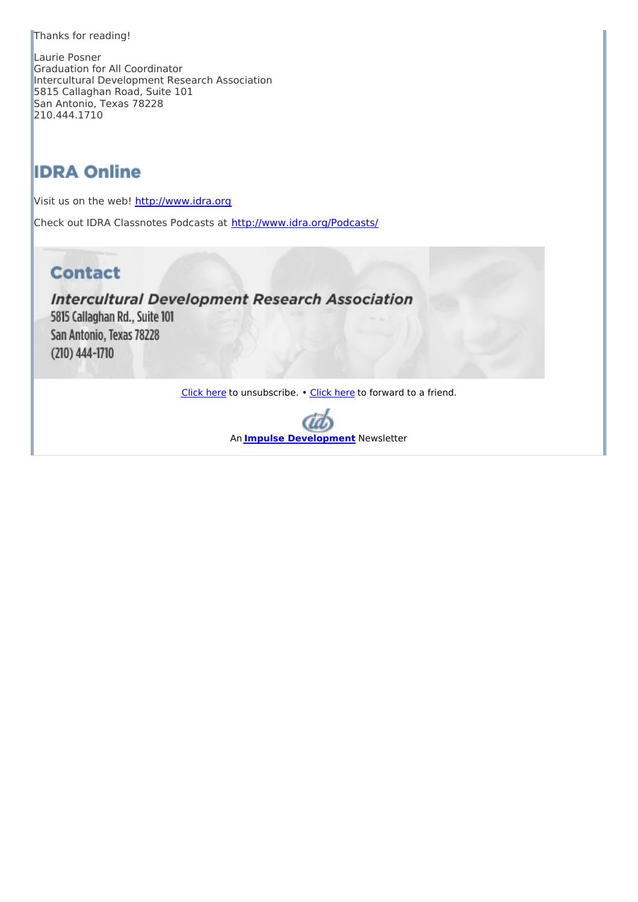Thanks for reading!

Laurie Posner
Graduation for All Coordinator
Intercultural Development Research Association
5815 Callaghan Road, Suite 101
San Antonio, Texas 78228
210.444.1710

## IDRA Online

Visit us on the web! http://www.idra.org

Check out IDRA Classnotes Podcasts at http://www.idra.org/Podcasts/

## Contact

***Intercultural Development Research Association***
5815 Callaghan Rd., Suite 101
San Antonio, Texas 78228
(210) 444-1710

Click here to unsubscribe. • Click here to forward to a friend.

An **Impulse Development** Newsletter